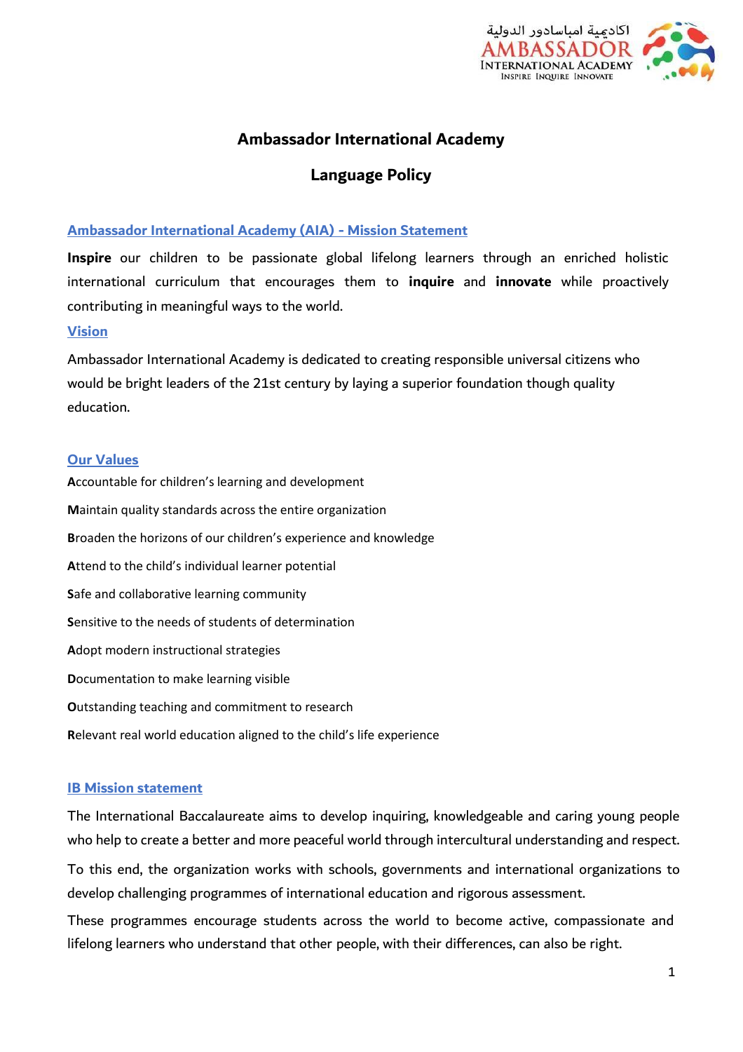# Ambassador International Academy

## Language Policy

### Ambassador International Academy (AIA) - Mission Statement

**Inspire** our children to be passionate global lifelong learners through an enriched holistic international curriculum that encourages them to **inquire** and **innovate** while proactively contributing in meaningful ways to the world.

### Vision

Ambassador International Academy is dedicated to creating responsible universal citizens who would be bright leaders of the 21st century by laying a superior foundation though quality education.

### Our Values

**A**ccountable for children's learning and development

**M**aintain quality standards across the entire organization

**B**roaden the horizons of our children's experience and knowledge

**A**ttend to the child's individual learner potential

**S**afe and collaborative learning community

**S**ensitive to the needs of students of determination

**A**dopt modern instructional strategies

**D**ocumentation to make learning visible

**O**utstanding teaching and commitment to research

**R**elevant real world education aligned to the child's life experience

### IB Mission statement

The International Baccalaureate aims to develop inquiring, knowledgeable and caring young people who help to create a better and more peaceful world through intercultural understanding and respect.

To this end, the organization works with schools, governments and international organizations to develop challenging programmes of international education and rigorous assessment.

These programmes encourage students across the world to become active, compassionate and lifelong learners who understand that other people, with their differences, can also be right.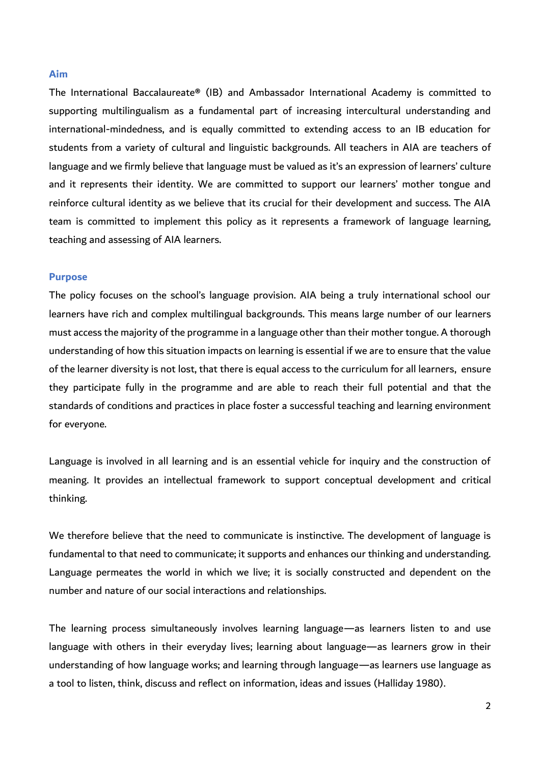## Aim

The International Baccalaureate® (IB) and Ambassador International Academy is committed to supporting multilingualism as a fundamental part of increasing intercultural understanding and international-mindedness, and is equally committed to extending access to an IB education for students from a variety of cultural and linguistic backgrounds. All teachers in AIA are teachers of language and we firmly believe that language must be valued as it's an expression of learners' culture and it represents their identity. We are committed to support our learners' mother tongue and reinforce cultural identity as we believe that its crucial for their development and success. The AIA team is committed to implement this policy as it represents a framework of language learning, teaching and assessing of AIA learners.

## Purpose

The policy focuses on the school's language provision. AIA being a truly international school our learners have rich and complex multilingual backgrounds. This means large number of our learners must access the majority of the programme in a language other than their mother tongue. A thorough understanding of how this situation impacts on learning is essential if we are to ensure that the value of the learner diversity is not lost, that there is equal access to the curriculum for all learners, ensure they participate fully in the programme and are able to reach their full potential and that the standards of conditions and practices in place foster a successful teaching and learning environment for everyone.

Language is involved in all learning and is an essential vehicle for inquiry and the construction of meaning. It provides an intellectual framework to support conceptual development and critical thinking.

We therefore believe that the need to communicate is instinctive. The development of language is fundamental to that need to communicate; it supports and enhances our thinking and understanding. Language permeates the world in which we live; it is socially constructed and dependent on the number and nature of our social interactions and relationships.

The learning process simultaneously involves learning language—as learners listen to and use language with others in their everyday lives; learning about language—as learners grow in their understanding of how language works; and learning through language—as learners use language as a tool to listen, think, discuss and reflect on information, ideas and issues (Halliday 1980).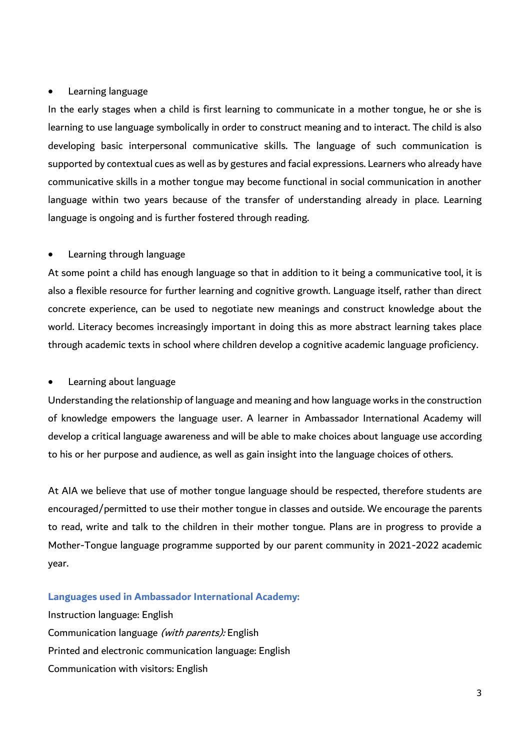- Learning language

In the early stages when a child is first learning to communicate in a mother tongue, he or she is learning to use language symbolically in order to construct meaning and to interact. The child is also developing basic interpersonal communicative skills. The language of such communication is supported by contextual cues as well as by gestures and facial expressions. Learners who already have communicative skills in a mother tongue may become functional in social communication in another language within two years because of the transfer of understanding already in place. Learning language is ongoing and is further fostered through reading.

- Learning through language

At some point a child has enough language so that in addition to it being a communicative tool, it is also a flexible resource for further learning and cognitive growth. Language itself, rather than direct concrete experience, can be used to negotiate new meanings and construct knowledge about the world. Literacy becomes increasingly important in doing this as more abstract learning takes place through academic texts in school where children develop a cognitive academic language proficiency.

- Learning about language

Understanding the relationship of language and meaning and how language works in the construction of knowledge empowers the language user. A learner in Ambassador International Academy will develop a critical language awareness and will be able to make choices about language use according to his or her purpose and audience, as well as gain insight into the language choices of others.

At AIA we believe that use of mother tongue language should be respected, therefore students are encouraged/permitted to use their mother tongue in classes and outside. We encourage the parents to read, write and talk to the children in their mother tongue. Plans are in progress to provide a Mother-Tongue language programme supported by our parent community in 2021-2022 academic year.

**Languages used in Ambassador International Academy:**

Instruction language: English
Communication language *(with parents):* English
Printed and electronic communication language: English
Communication with visitors: English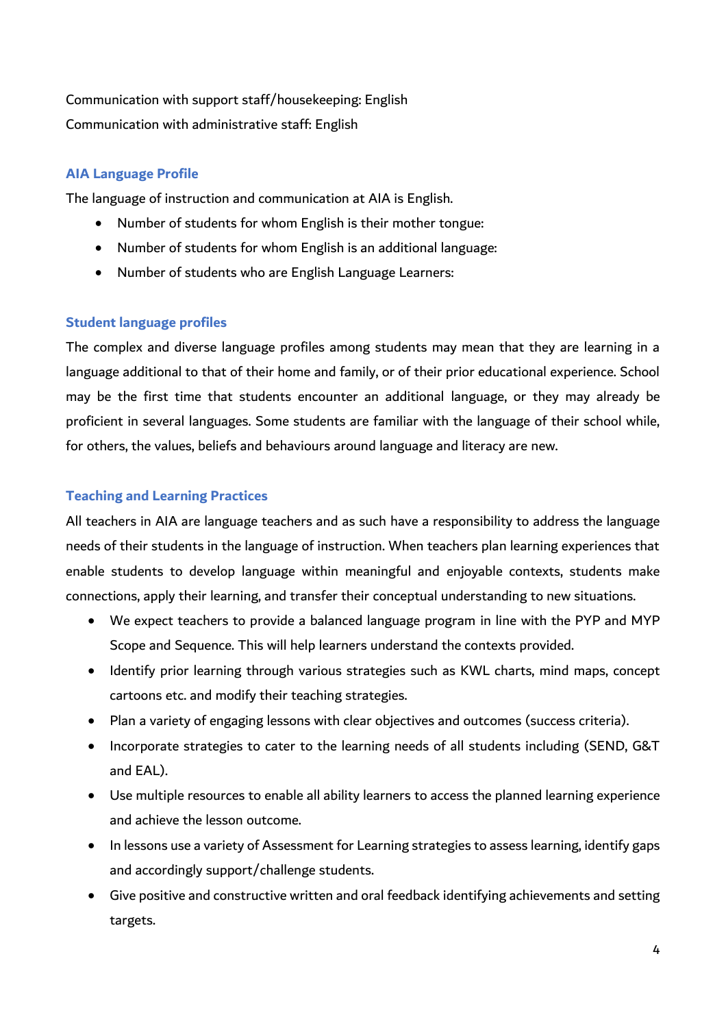Communication with support staff/housekeeping: English

Communication with administrative staff: English

## AIA Language Profile

The language of instruction and communication at AIA is English.

- Number of students for whom English is their mother tongue:
- Number of students for whom English is an additional language:
- Number of students who are English Language Learners:

## Student language profiles

The complex and diverse language profiles among students may mean that they are learning in a language additional to that of their home and family, or of their prior educational experience. School may be the first time that students encounter an additional language, or they may already be proficient in several languages. Some students are familiar with the language of their school while, for others, the values, beliefs and behaviours around language and literacy are new.

## Teaching and Learning Practices

All teachers in AIA are language teachers and as such have a responsibility to address the language needs of their students in the language of instruction. When teachers plan learning experiences that enable students to develop language within meaningful and enjoyable contexts, students make connections, apply their learning, and transfer their conceptual understanding to new situations.

- We expect teachers to provide a balanced language program in line with the PYP and MYP Scope and Sequence. This will help learners understand the contexts provided.
- Identify prior learning through various strategies such as KWL charts, mind maps, concept cartoons etc. and modify their teaching strategies.
- Plan a variety of engaging lessons with clear objectives and outcomes (success criteria).
- Incorporate strategies to cater to the learning needs of all students including (SEND, G&T and EAL).
- Use multiple resources to enable all ability learners to access the planned learning experience and achieve the lesson outcome.
- In lessons use a variety of Assessment for Learning strategies to assess learning, identify gaps and accordingly support/challenge students.
- Give positive and constructive written and oral feedback identifying achievements and setting targets.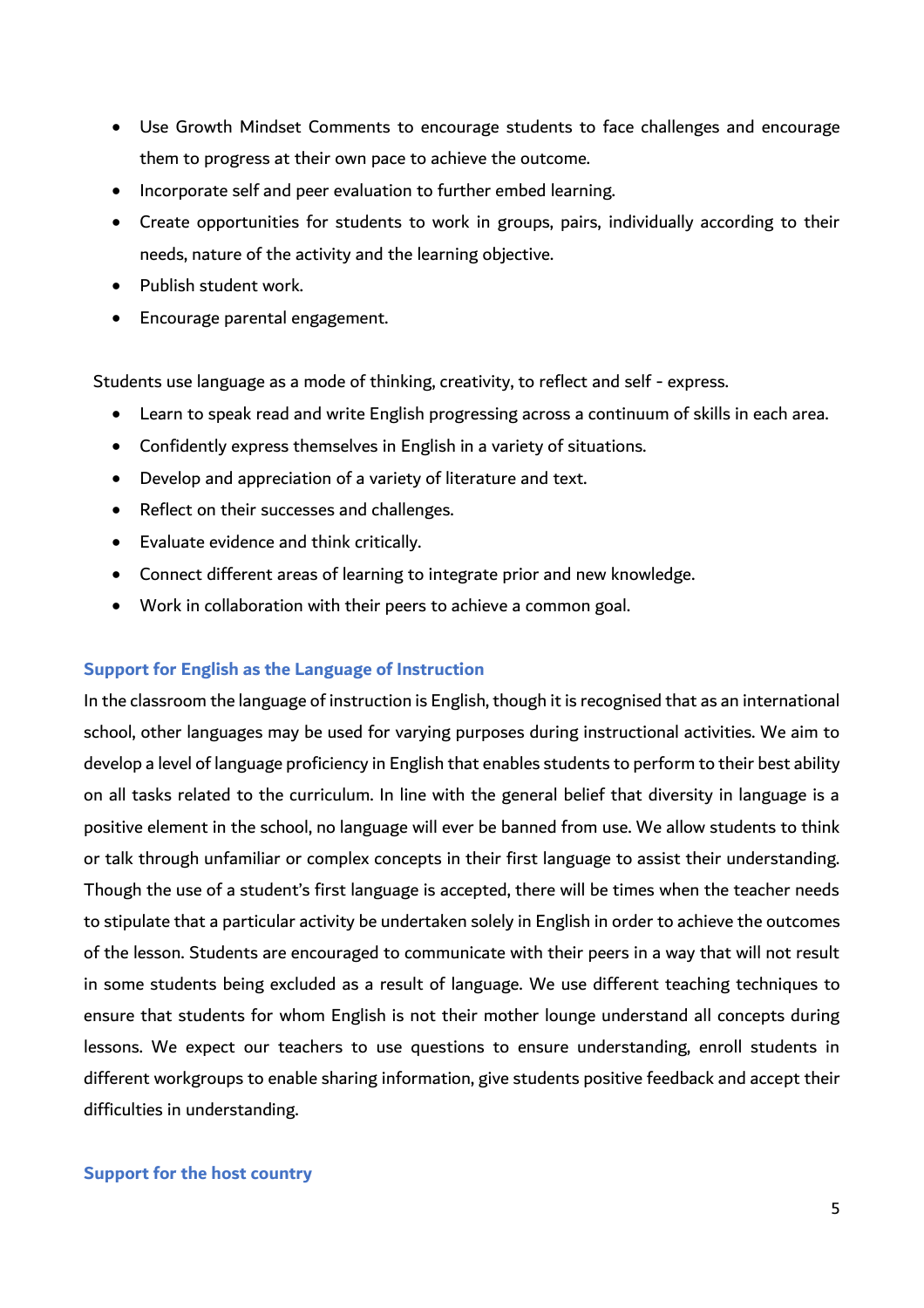- Use Growth Mindset Comments to encourage students to face challenges and encourage them to progress at their own pace to achieve the outcome.
- Incorporate self and peer evaluation to further embed learning.
- Create opportunities for students to work in groups, pairs, individually according to their needs, nature of the activity and the learning objective.
- Publish student work.
- Encourage parental engagement.

Students use language as a mode of thinking, creativity, to reflect and self - express.

- Learn to speak read and write English progressing across a continuum of skills in each area.
- Confidently express themselves in English in a variety of situations.
- Develop and appreciation of a variety of literature and text.
- Reflect on their successes and challenges.
- Evaluate evidence and think critically.
- Connect different areas of learning to integrate prior and new knowledge.
- Work in collaboration with their peers to achieve a common goal.

### Support for English as the Language of Instruction

In the classroom the language of instruction is English, though it is recognised that as an international school, other languages may be used for varying purposes during instructional activities. We aim to develop a level of language proficiency in English that enables students to perform to their best ability on all tasks related to the curriculum. In line with the general belief that diversity in language is a positive element in the school, no language will ever be banned from use. We allow students to think or talk through unfamiliar or complex concepts in their first language to assist their understanding. Though the use of a student's first language is accepted, there will be times when the teacher needs to stipulate that a particular activity be undertaken solely in English in order to achieve the outcomes of the lesson. Students are encouraged to communicate with their peers in a way that will not result in some students being excluded as a result of language. We use different teaching techniques to ensure that students for whom English is not their mother lounge understand all concepts during lessons. We expect our teachers to use questions to ensure understanding, enroll students in different workgroups to enable sharing information, give students positive feedback and accept their difficulties in understanding.

### Support for the host country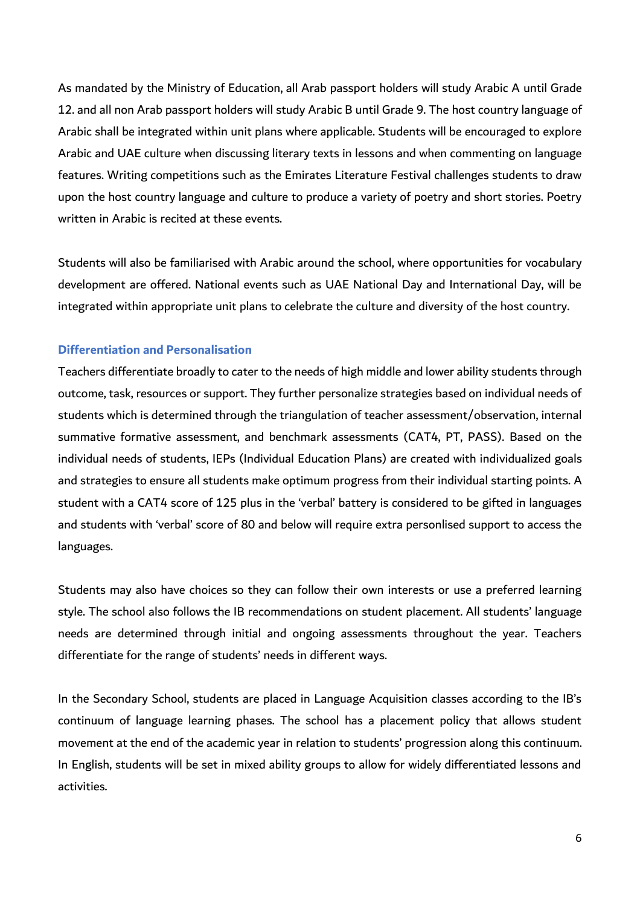As mandated by the Ministry of Education, all Arab passport holders will study Arabic A until Grade 12. and all non Arab passport holders will study Arabic B until Grade 9. The host country language of Arabic shall be integrated within unit plans where applicable. Students will be encouraged to explore Arabic and UAE culture when discussing literary texts in lessons and when commenting on language features. Writing competitions such as the Emirates Literature Festival challenges students to draw upon the host country language and culture to produce a variety of poetry and short stories. Poetry written in Arabic is recited at these events.

Students will also be familiarised with Arabic around the school, where opportunities for vocabulary development are offered. National events such as UAE National Day and International Day, will be integrated within appropriate unit plans to celebrate the culture and diversity of the host country.

### Differentiation and Personalisation

Teachers differentiate broadly to cater to the needs of high middle and lower ability students through outcome, task, resources or support. They further personalize strategies based on individual needs of students which is determined through the triangulation of teacher assessment/observation, internal summative formative assessment, and benchmark assessments (CAT4, PT, PASS). Based on the individual needs of students, IEPs (Individual Education Plans) are created with individualized goals and strategies to ensure all students make optimum progress from their individual starting points. A student with a CAT4 score of 125 plus in the 'verbal' battery is considered to be gifted in languages and students with 'verbal' score of 80 and below will require extra personlised support to access the languages.

Students may also have choices so they can follow their own interests or use a preferred learning style. The school also follows the IB recommendations on student placement. All students' language needs are determined through initial and ongoing assessments throughout the year. Teachers differentiate for the range of students' needs in different ways.

In the Secondary School, students are placed in Language Acquisition classes according to the IB's continuum of language learning phases. The school has a placement policy that allows student movement at the end of the academic year in relation to students' progression along this continuum. In English, students will be set in mixed ability groups to allow for widely differentiated lessons and activities.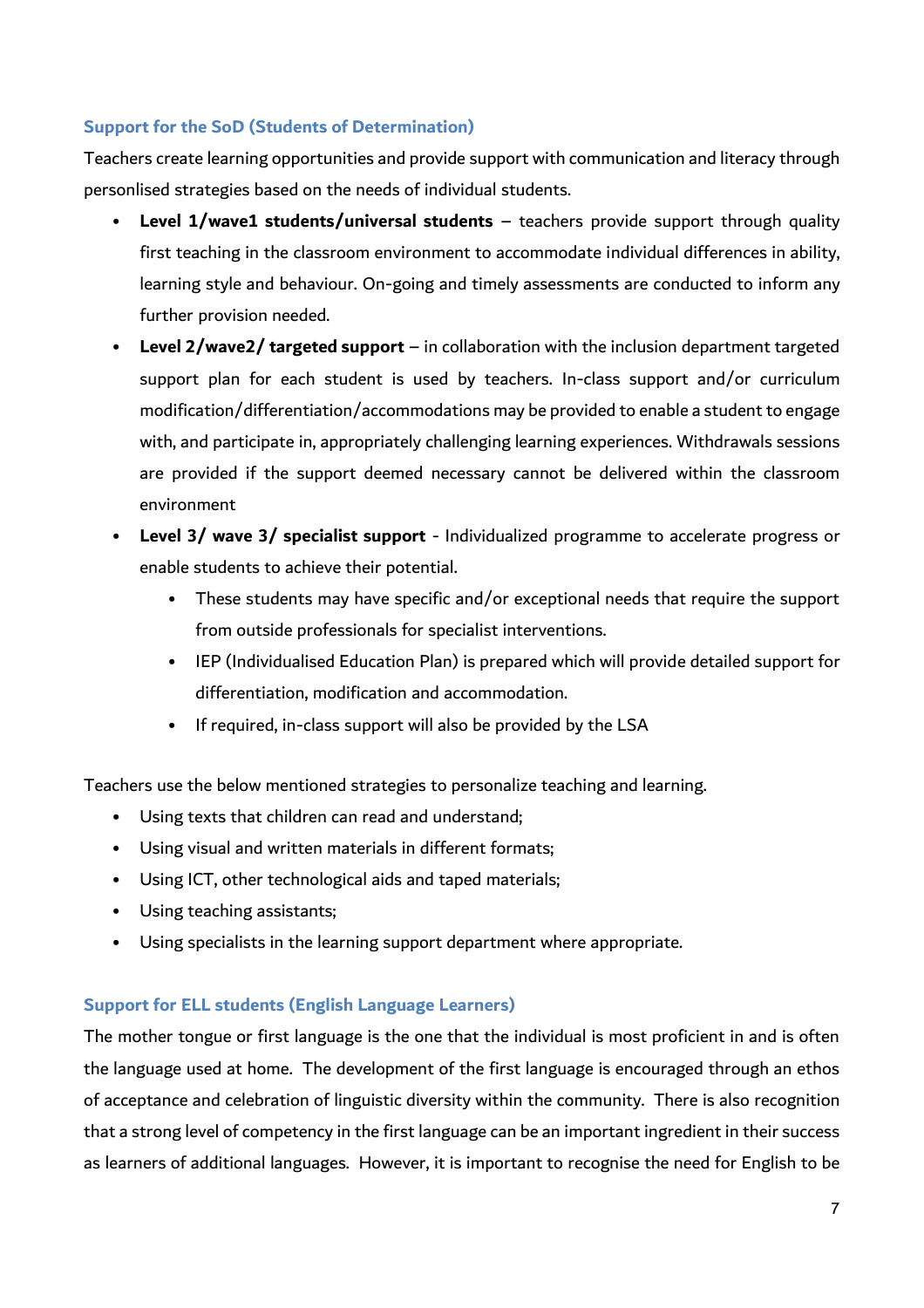### Support for the SoD (Students of Determination)

Teachers create learning opportunities and provide support with communication and literacy through personlised strategies based on the needs of individual students.

- **Level 1/wave1 students/universal students** – teachers provide support through quality first teaching in the classroom environment to accommodate individual differences in ability, learning style and behaviour. On-going and timely assessments are conducted to inform any further provision needed.
- **Level 2/wave2/ targeted support** – in collaboration with the inclusion department targeted support plan for each student is used by teachers. In-class support and/or curriculum modification/differentiation/accommodations may be provided to enable a student to engage with, and participate in, appropriately challenging learning experiences. Withdrawals sessions are provided if the support deemed necessary cannot be delivered within the classroom environment
- **Level 3/ wave 3/ specialist support** - Individualized programme to accelerate progress or enable students to achieve their potential.
  - These students may have specific and/or exceptional needs that require the support from outside professionals for specialist interventions.
  - IEP (Individualised Education Plan) is prepared which will provide detailed support for differentiation, modification and accommodation.
  - If required, in-class support will also be provided by the LSA

Teachers use the below mentioned strategies to personalize teaching and learning.

- Using texts that children can read and understand;
- Using visual and written materials in different formats;
- Using ICT, other technological aids and taped materials;
- Using teaching assistants;
- Using specialists in the learning support department where appropriate.

### Support for ELL students (English Language Learners)

The mother tongue or first language is the one that the individual is most proficient in and is often the language used at home. The development of the first language is encouraged through an ethos of acceptance and celebration of linguistic diversity within the community. There is also recognition that a strong level of competency in the first language can be an important ingredient in their success as learners of additional languages. However, it is important to recognise the need for English to be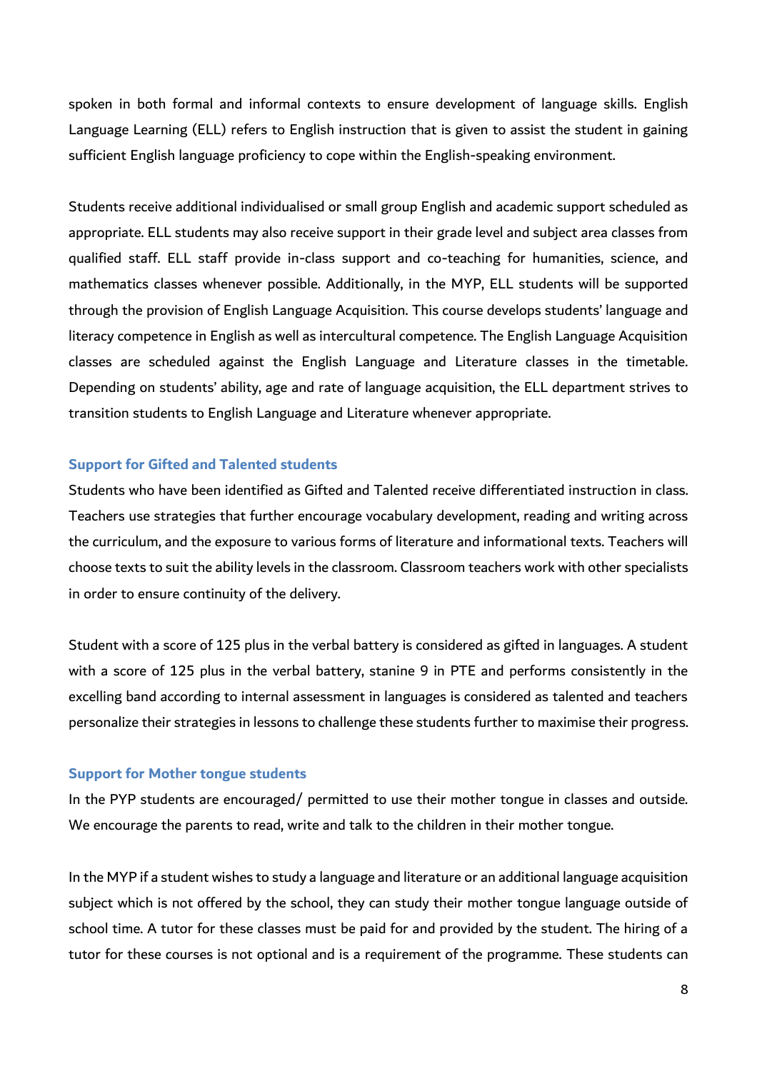spoken in both formal and informal contexts to ensure development of language skills. English Language Learning (ELL) refers to English instruction that is given to assist the student in gaining sufficient English language proficiency to cope within the English-speaking environment.

Students receive additional individualised or small group English and academic support scheduled as appropriate. ELL students may also receive support in their grade level and subject area classes from qualified staff. ELL staff provide in-class support and co-teaching for humanities, science, and mathematics classes whenever possible. Additionally, in the MYP, ELL students will be supported through the provision of English Language Acquisition. This course develops students' language and literacy competence in English as well as intercultural competence. The English Language Acquisition classes are scheduled against the English Language and Literature classes in the timetable. Depending on students' ability, age and rate of language acquisition, the ELL department strives to transition students to English Language and Literature whenever appropriate.

### Support for Gifted and Talented students

Students who have been identified as Gifted and Talented receive differentiated instruction in class. Teachers use strategies that further encourage vocabulary development, reading and writing across the curriculum, and the exposure to various forms of literature and informational texts. Teachers will choose texts to suit the ability levels in the classroom. Classroom teachers work with other specialists in order to ensure continuity of the delivery.

Student with a score of 125 plus in the verbal battery is considered as gifted in languages. A student with a score of 125 plus in the verbal battery, stanine 9 in PTE and performs consistently in the excelling band according to internal assessment in languages is considered as talented and teachers personalize their strategies in lessons to challenge these students further to maximise their progress.

### Support for Mother tongue students

In the PYP students are encouraged/ permitted to use their mother tongue in classes and outside. We encourage the parents to read, write and talk to the children in their mother tongue.

In the MYP if a student wishes to study a language and literature or an additional language acquisition subject which is not offered by the school, they can study their mother tongue language outside of school time. A tutor for these classes must be paid for and provided by the student. The hiring of a tutor for these courses is not optional and is a requirement of the programme. These students can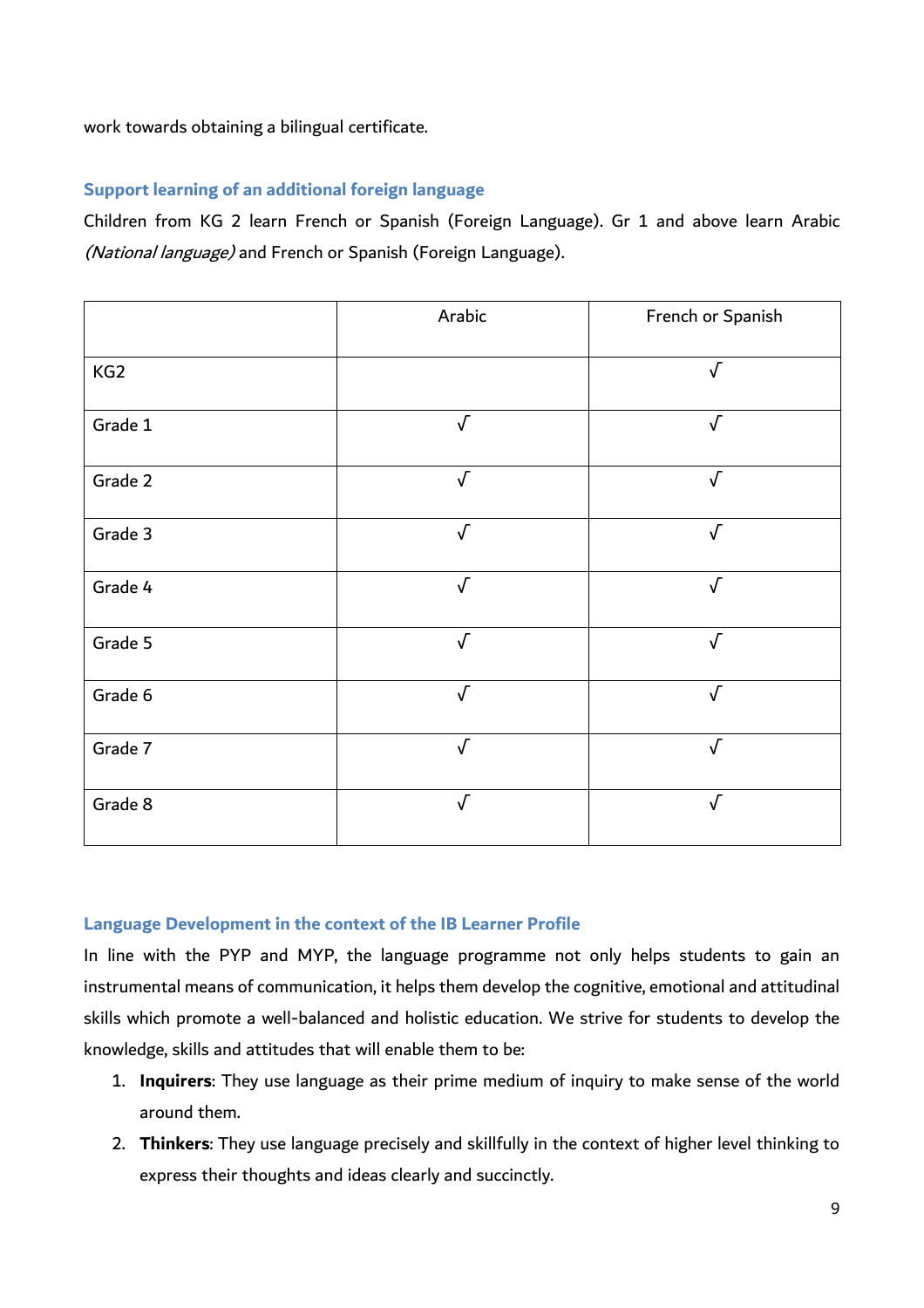work towards obtaining a bilingual certificate.

### Support learning of an additional foreign language

Children from KG 2 learn French or Spanish (Foreign Language). Gr 1 and above learn Arabic *(National language)* and French or Spanish (Foreign Language).

| | Arabic | French or Spanish |
|---|---|---|
| KG2 | | √ |
| Grade 1 | √ | √ |
| Grade 2 | √ | √ |
| Grade 3 | √ | √ |
| Grade 4 | √ | √ |
| Grade 5 | √ | √ |
| Grade 6 | √ | √ |
| Grade 7 | √ | √ |
| Grade 8 | √ | √ |

### Language Development in the context of the IB Learner Profile

In line with the PYP and MYP, the language programme not only helps students to gain an instrumental means of communication, it helps them develop the cognitive, emotional and attitudinal skills which promote a well-balanced and holistic education. We strive for students to develop the knowledge, skills and attitudes that will enable them to be:

1. **Inquirers**: They use language as their prime medium of inquiry to make sense of the world around them.
2. **Thinkers**: They use language precisely and skillfully in the context of higher level thinking to express their thoughts and ideas clearly and succinctly.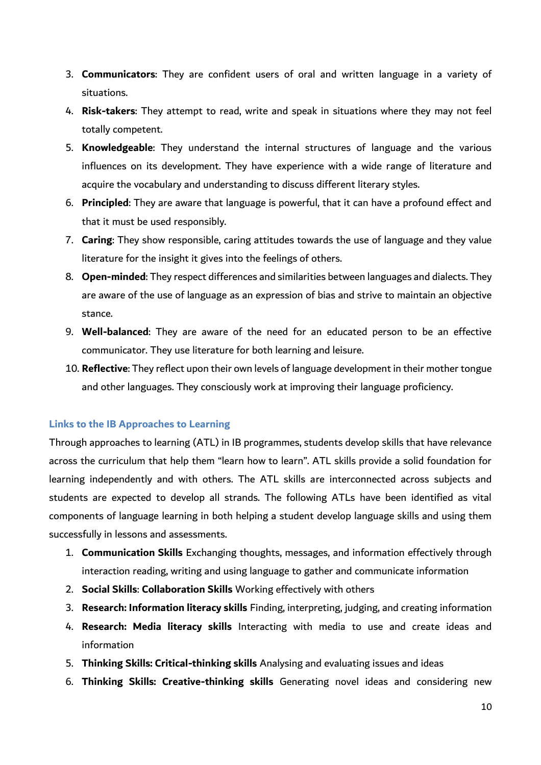3. **Communicators**: They are confident users of oral and written language in a variety of situations.
4. **Risk-takers**: They attempt to read, write and speak in situations where they may not feel totally competent.
5. **Knowledgeable**: They understand the internal structures of language and the various influences on its development. They have experience with a wide range of literature and acquire the vocabulary and understanding to discuss different literary styles.
6. **Principled**: They are aware that language is powerful, that it can have a profound effect and that it must be used responsibly.
7. **Caring**: They show responsible, caring attitudes towards the use of language and they value literature for the insight it gives into the feelings of others.
8. **Open-minded**: They respect differences and similarities between languages and dialects. They are aware of the use of language as an expression of bias and strive to maintain an objective stance.
9. **Well-balanced**: They are aware of the need for an educated person to be an effective communicator. They use literature for both learning and leisure.
10. **Reflective**: They reflect upon their own levels of language development in their mother tongue and other languages. They consciously work at improving their language proficiency.

### Links to the IB Approaches to Learning

Through approaches to learning (ATL) in IB programmes, students develop skills that have relevance across the curriculum that help them "learn how to learn". ATL skills provide a solid foundation for learning independently and with others. The ATL skills are interconnected across subjects and students are expected to develop all strands. The following ATLs have been identified as vital components of language learning in both helping a student develop language skills and using them successfully in lessons and assessments.

1. **Communication Skills** Exchanging thoughts, messages, and information effectively through interaction reading, writing and using language to gather and communicate information
2. **Social Skills**: **Collaboration Skills** Working effectively with others
3. **Research: Information literacy skills** Finding, interpreting, judging, and creating information
4. **Research: Media literacy skills** Interacting with media to use and create ideas and information
5. **Thinking Skills: Critical-thinking skills** Analysing and evaluating issues and ideas
6. **Thinking Skills: Creative-thinking skills** Generating novel ideas and considering new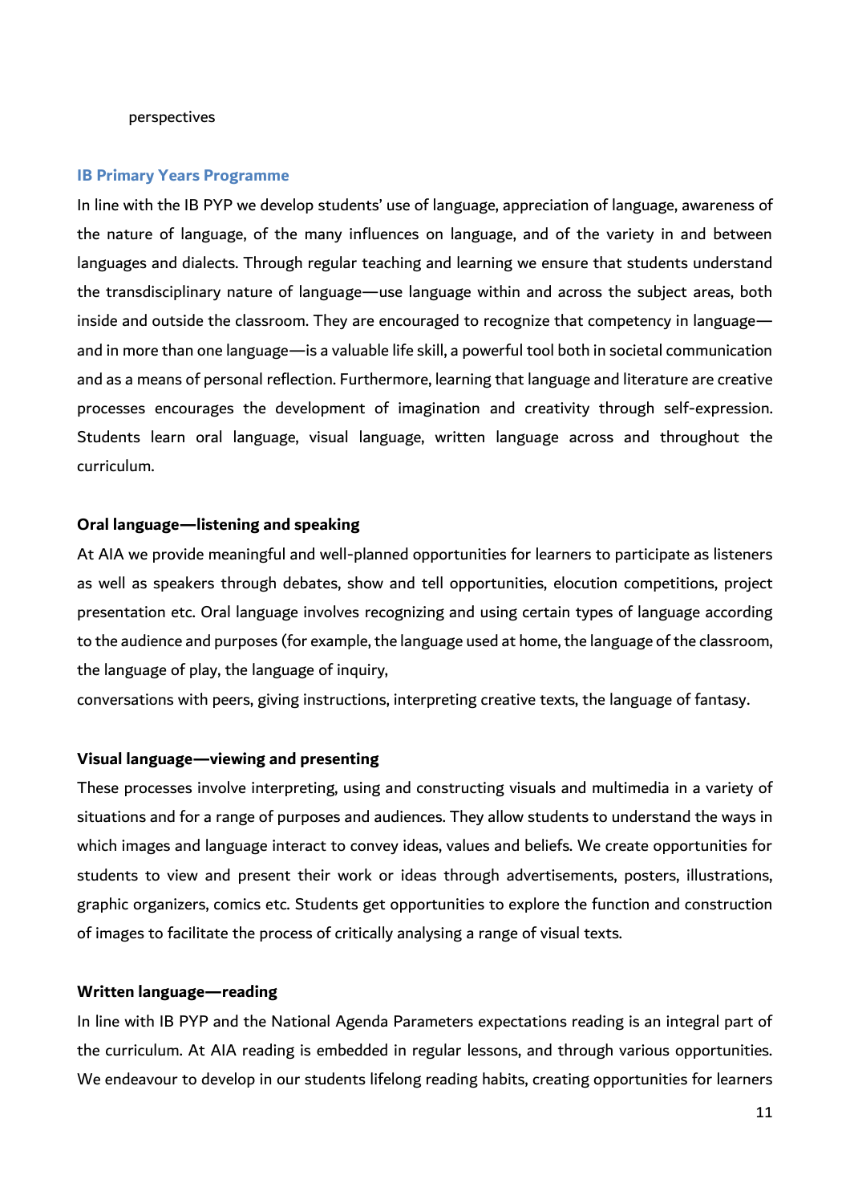perspectives

## IB Primary Years Programme

In line with the IB PYP we develop students' use of language, appreciation of language, awareness of the nature of language, of the many influences on language, and of the variety in and between languages and dialects. Through regular teaching and learning we ensure that students understand the transdisciplinary nature of language—use language within and across the subject areas, both inside and outside the classroom. They are encouraged to recognize that competency in language—and in more than one language—is a valuable life skill, a powerful tool both in societal communication and as a means of personal reflection. Furthermore, learning that language and literature are creative processes encourages the development of imagination and creativity through self-expression. Students learn oral language, visual language, written language across and throughout the curriculum.

### Oral language—listening and speaking

At AIA we provide meaningful and well-planned opportunities for learners to participate as listeners as well as speakers through debates, show and tell opportunities, elocution competitions, project presentation etc. Oral language involves recognizing and using certain types of language according to the audience and purposes (for example, the language used at home, the language of the classroom, the language of play, the language of inquiry,

conversations with peers, giving instructions, interpreting creative texts, the language of fantasy.

### Visual language—viewing and presenting

These processes involve interpreting, using and constructing visuals and multimedia in a variety of situations and for a range of purposes and audiences. They allow students to understand the ways in which images and language interact to convey ideas, values and beliefs. We create opportunities for students to view and present their work or ideas through advertisements, posters, illustrations, graphic organizers, comics etc. Students get opportunities to explore the function and construction of images to facilitate the process of critically analysing a range of visual texts.

### Written language—reading

In line with IB PYP and the National Agenda Parameters expectations reading is an integral part of the curriculum. At AIA reading is embedded in regular lessons, and through various opportunities. We endeavour to develop in our students lifelong reading habits, creating opportunities for learners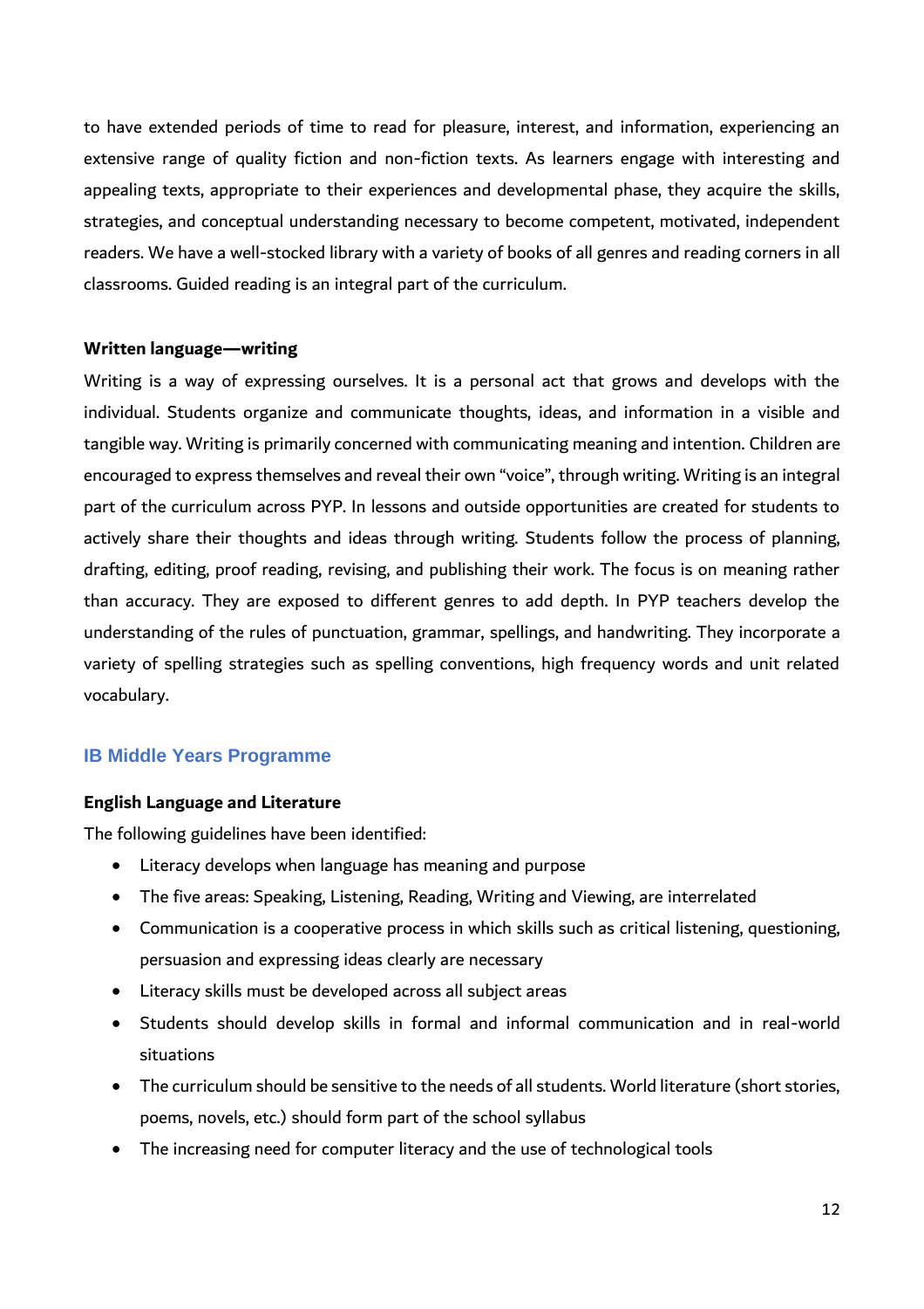to have extended periods of time to read for pleasure, interest, and information, experiencing an extensive range of quality fiction and non-fiction texts. As learners engage with interesting and appealing texts, appropriate to their experiences and developmental phase, they acquire the skills, strategies, and conceptual understanding necessary to become competent, motivated, independent readers. We have a well-stocked library with a variety of books of all genres and reading corners in all classrooms. Guided reading is an integral part of the curriculum.

**Written language—writing**

Writing is a way of expressing ourselves. It is a personal act that grows and develops with the individual. Students organize and communicate thoughts, ideas, and information in a visible and tangible way. Writing is primarily concerned with communicating meaning and intention. Children are encouraged to express themselves and reveal their own "voice", through writing. Writing is an integral part of the curriculum across PYP. In lessons and outside opportunities are created for students to actively share their thoughts and ideas through writing. Students follow the process of planning, drafting, editing, proof reading, revising, and publishing their work. The focus is on meaning rather than accuracy. They are exposed to different genres to add depth. In PYP teachers develop the understanding of the rules of punctuation, grammar, spellings, and handwriting. They incorporate a variety of spelling strategies such as spelling conventions, high frequency words and unit related vocabulary.

## IB Middle Years Programme

**English Language and Literature**

The following guidelines have been identified:

- Literacy develops when language has meaning and purpose
- The five areas: Speaking, Listening, Reading, Writing and Viewing, are interrelated
- Communication is a cooperative process in which skills such as critical listening, questioning, persuasion and expressing ideas clearly are necessary
- Literacy skills must be developed across all subject areas
- Students should develop skills in formal and informal communication and in real-world situations
- The curriculum should be sensitive to the needs of all students. World literature (short stories, poems, novels, etc.) should form part of the school syllabus
- The increasing need for computer literacy and the use of technological tools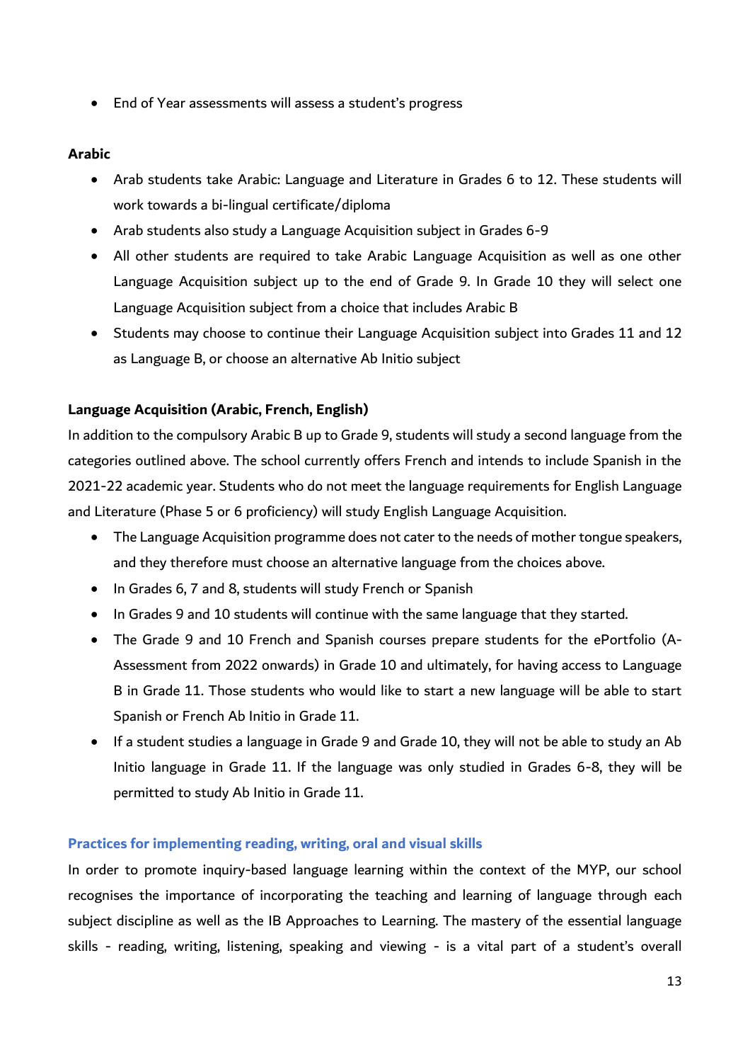- End of Year assessments will assess a student's progress

**Arabic**

- Arab students take Arabic: Language and Literature in Grades 6 to 12. These students will work towards a bi-lingual certificate/diploma
- Arab students also study a Language Acquisition subject in Grades 6-9
- All other students are required to take Arabic Language Acquisition as well as one other Language Acquisition subject up to the end of Grade 9. In Grade 10 they will select one Language Acquisition subject from a choice that includes Arabic B
- Students may choose to continue their Language Acquisition subject into Grades 11 and 12 as Language B, or choose an alternative Ab Initio subject

**Language Acquisition (Arabic, French, English)**

In addition to the compulsory Arabic B up to Grade 9, students will study a second language from the categories outlined above. The school currently offers French and intends to include Spanish in the 2021-22 academic year. Students who do not meet the language requirements for English Language and Literature (Phase 5 or 6 proficiency) will study English Language Acquisition.

- The Language Acquisition programme does not cater to the needs of mother tongue speakers, and they therefore must choose an alternative language from the choices above.
- In Grades 6, 7 and 8, students will study French or Spanish
- In Grades 9 and 10 students will continue with the same language that they started.
- The Grade 9 and 10 French and Spanish courses prepare students for the ePortfolio (A-Assessment from 2022 onwards) in Grade 10 and ultimately, for having access to Language B in Grade 11. Those students who would like to start a new language will be able to start Spanish or French Ab Initio in Grade 11.
- If a student studies a language in Grade 9 and Grade 10, they will not be able to study an Ab Initio language in Grade 11. If the language was only studied in Grades 6-8, they will be permitted to study Ab Initio in Grade 11.

### Practices for implementing reading, writing, oral and visual skills

In order to promote inquiry-based language learning within the context of the MYP, our school recognises the importance of incorporating the teaching and learning of language through each subject discipline as well as the IB Approaches to Learning. The mastery of the essential language skills - reading, writing, listening, speaking and viewing - is a vital part of a student's overall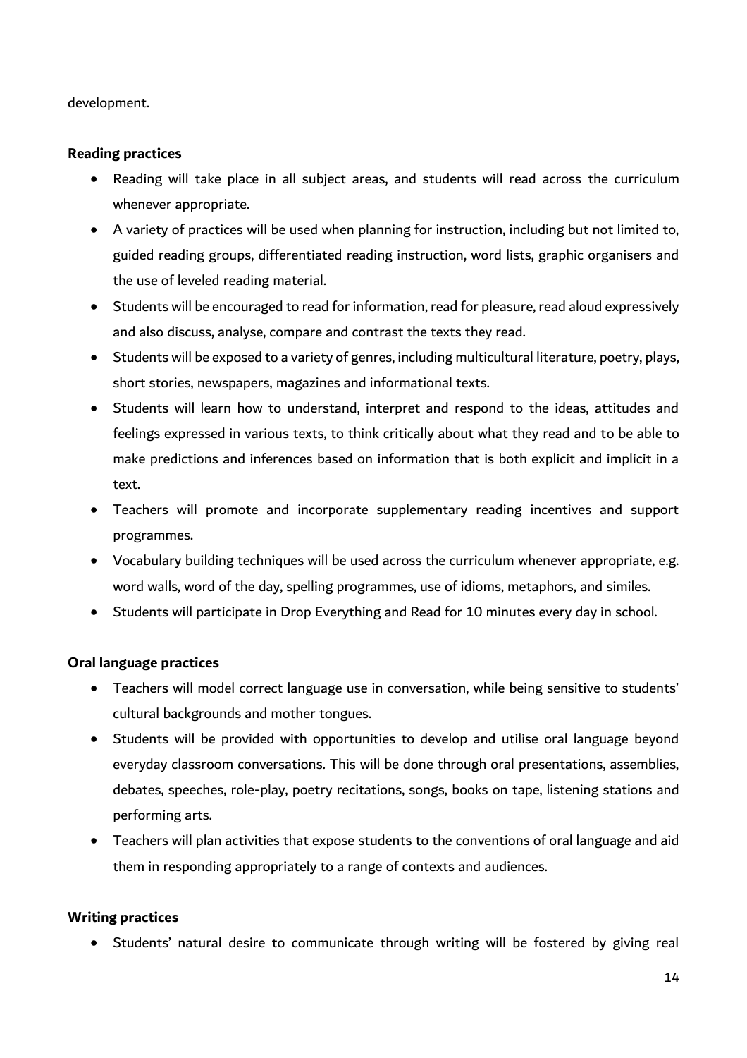development.

**Reading practices**

- Reading will take place in all subject areas, and students will read across the curriculum whenever appropriate.
- A variety of practices will be used when planning for instruction, including but not limited to, guided reading groups, differentiated reading instruction, word lists, graphic organisers and the use of leveled reading material.
- Students will be encouraged to read for information, read for pleasure, read aloud expressively and also discuss, analyse, compare and contrast the texts they read.
- Students will be exposed to a variety of genres, including multicultural literature, poetry, plays, short stories, newspapers, magazines and informational texts.
- Students will learn how to understand, interpret and respond to the ideas, attitudes and feelings expressed in various texts, to think critically about what they read and to be able to make predictions and inferences based on information that is both explicit and implicit in a text.
- Teachers will promote and incorporate supplementary reading incentives and support programmes.
- Vocabulary building techniques will be used across the curriculum whenever appropriate, e.g. word walls, word of the day, spelling programmes, use of idioms, metaphors, and similes.
- Students will participate in Drop Everything and Read for 10 minutes every day in school.

**Oral language practices**

- Teachers will model correct language use in conversation, while being sensitive to students' cultural backgrounds and mother tongues.
- Students will be provided with opportunities to develop and utilise oral language beyond everyday classroom conversations. This will be done through oral presentations, assemblies, debates, speeches, role-play, poetry recitations, songs, books on tape, listening stations and performing arts.
- Teachers will plan activities that expose students to the conventions of oral language and aid them in responding appropriately to a range of contexts and audiences.

**Writing practices**

- Students' natural desire to communicate through writing will be fostered by giving real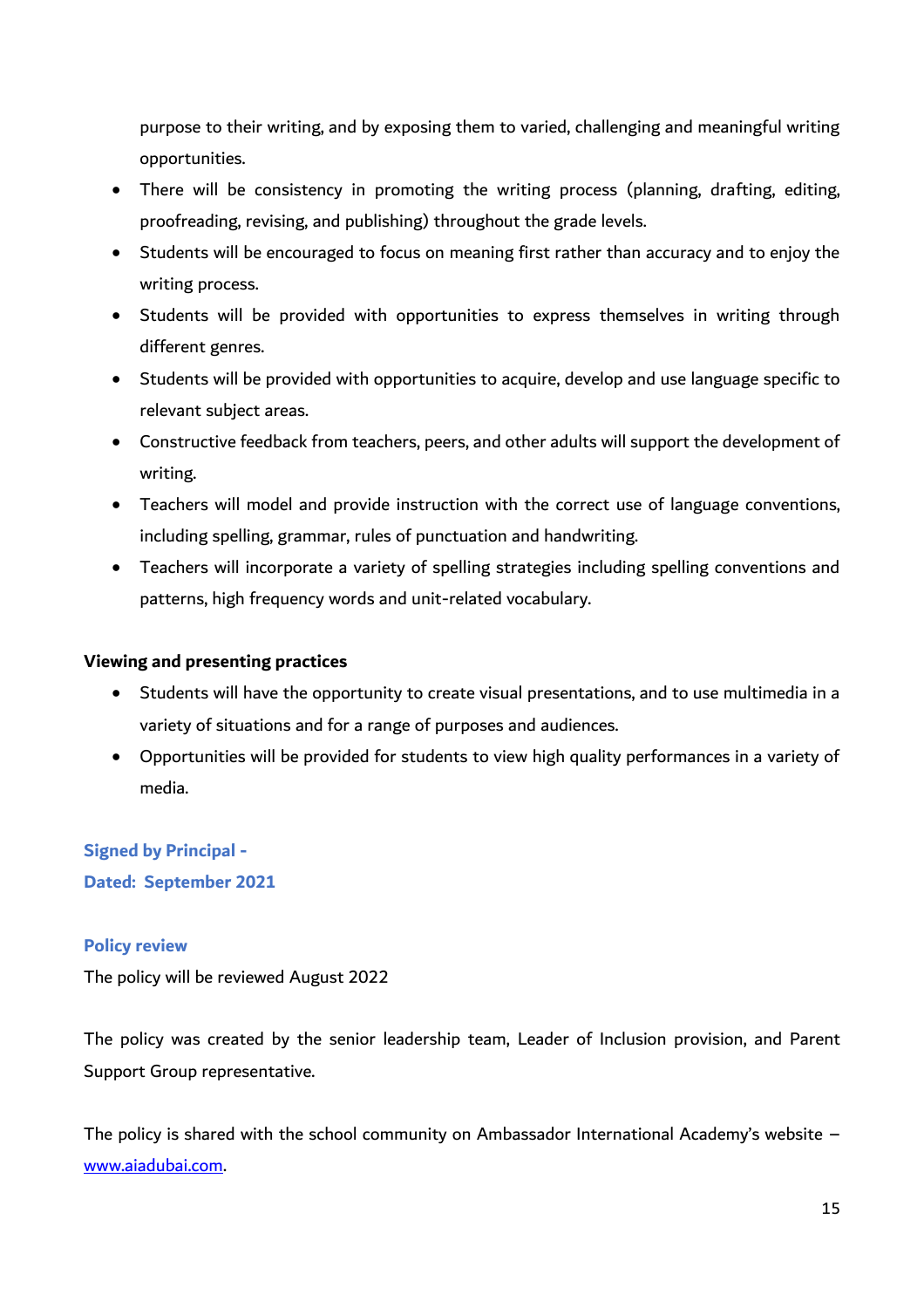purpose to their writing, and by exposing them to varied, challenging and meaningful writing opportunities.

- There will be consistency in promoting the writing process (planning, drafting, editing, proofreading, revising, and publishing) throughout the grade levels.
- Students will be encouraged to focus on meaning first rather than accuracy and to enjoy the writing process.
- Students will be provided with opportunities to express themselves in writing through different genres.
- Students will be provided with opportunities to acquire, develop and use language specific to relevant subject areas.
- Constructive feedback from teachers, peers, and other adults will support the development of writing.
- Teachers will model and provide instruction with the correct use of language conventions, including spelling, grammar, rules of punctuation and handwriting.
- Teachers will incorporate a variety of spelling strategies including spelling conventions and patterns, high frequency words and unit-related vocabulary.

**Viewing and presenting practices**

- Students will have the opportunity to create visual presentations, and to use multimedia in a variety of situations and for a range of purposes and audiences.
- Opportunities will be provided for students to view high quality performances in a variety of media.

**Signed by Principal -**
**Dated: September 2021**

**Policy review**

The policy will be reviewed August 2022

The policy was created by the senior leadership team, Leader of Inclusion provision, and Parent Support Group representative.

The policy is shared with the school community on Ambassador International Academy's website – [www.aiadubai.com](http://www.aiadubai.com).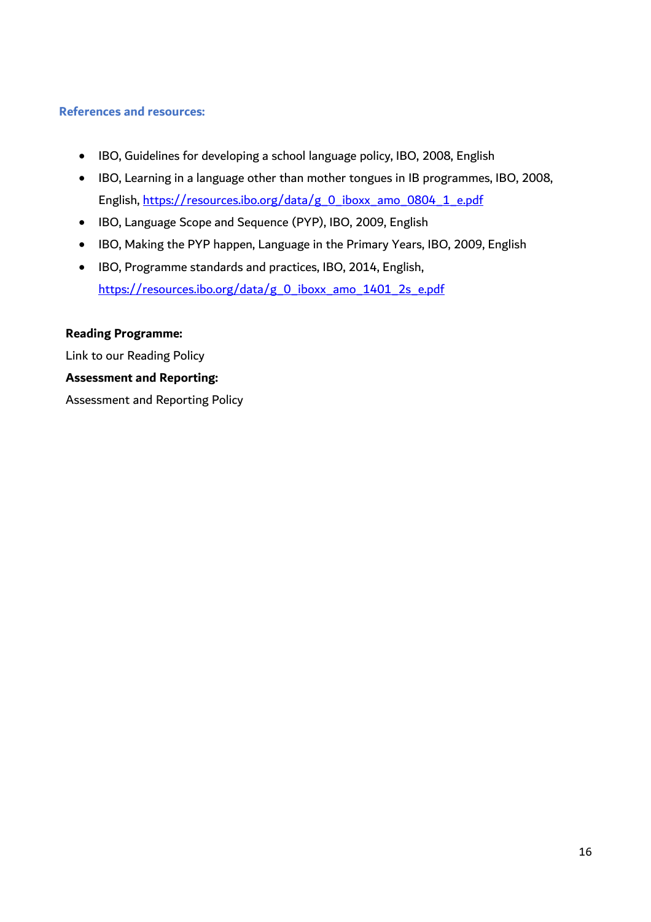### References and resources:

- IBO, Guidelines for developing a school language policy, IBO, 2008, English
- IBO, Learning in a language other than mother tongues in IB programmes, IBO, 2008, English, https://resources.ibo.org/data/g_0_iboxx_amo_0804_1_e.pdf
- IBO, Language Scope and Sequence (PYP), IBO, 2009, English
- IBO, Making the PYP happen, Language in the Primary Years, IBO, 2009, English
- IBO, Programme standards and practices, IBO, 2014, English, https://resources.ibo.org/data/g_0_iboxx_amo_1401_2s_e.pdf

**Reading Programme:**

Link to our Reading Policy

**Assessment and Reporting:**

Assessment and Reporting Policy